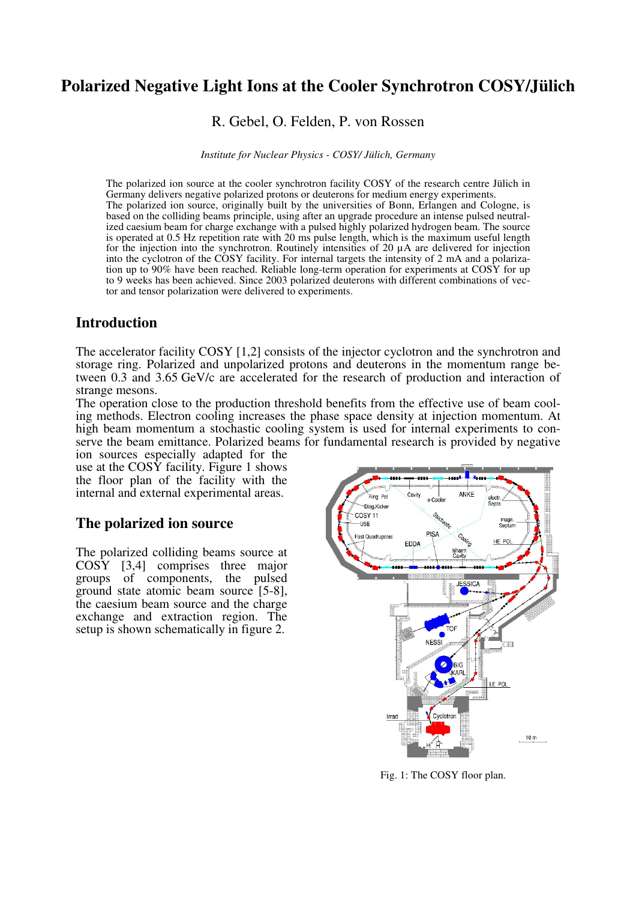# Polarized Negative Light Ions at the Cooler Synchrotron COSY/Jülich

R. Gebel, O. Felden, P. von Rossen

*Institute for Nuclear Physics - COSY/ Jülich, Germany*

The polarized ion source at the cooler synchrotron facility COSY of the research centre Jülich in Germany delivers negative polarized protons or deuterons for medium energy experiments.
The polarized ion source, originally built by the universities of Bonn, Erlangen and Cologne, is based on the colliding beams principle, using after an upgrade procedure an intense pulsed neutralized caesium beam for charge exchange with a pulsed highly polarized hydrogen beam. The source is operated at 0.5 Hz repetition rate with 20 ms pulse length, which is the maximum useful length for the injection into the synchrotron. Routinely intensities of 20 µA are delivered for injection into the cyclotron of the COSY facility. For internal targets the intensity of 2 mA and a polarization up to 90% have been reached. Reliable long-term operation for experiments at COSY for up to 9 weeks has been achieved. Since 2003 polarized deuterons with different combinations of vector and tensor polarization were delivered to experiments.

## Introduction

The accelerator facility COSY [1,2] consists of the injector cyclotron and the synchrotron and storage ring. Polarized and unpolarized protons and deuterons in the momentum range between 0.3 and 3.65 GeV/c are accelerated for the research of production and interaction of strange mesons.
The operation close to the production threshold benefits from the effective use of beam cooling methods. Electron cooling increases the phase space density at injection momentum. At high beam momentum a stochastic cooling system is used for internal experiments to conserve the beam emittance. Polarized beams for fundamental research is provided by negative ion sources especially adapted for the use at the COSY facility. Figure 1 shows the floor plan of the facility with the internal and external experimental areas.

## The polarized ion source

The polarized colliding beams source at COSY [3,4] comprises three major groups of components, the pulsed ground state atomic beam source [5-8], the caesium beam source and the charge exchange and extraction region. The setup is shown schematically in figure 2.

Fig. 1: The COSY floor plan.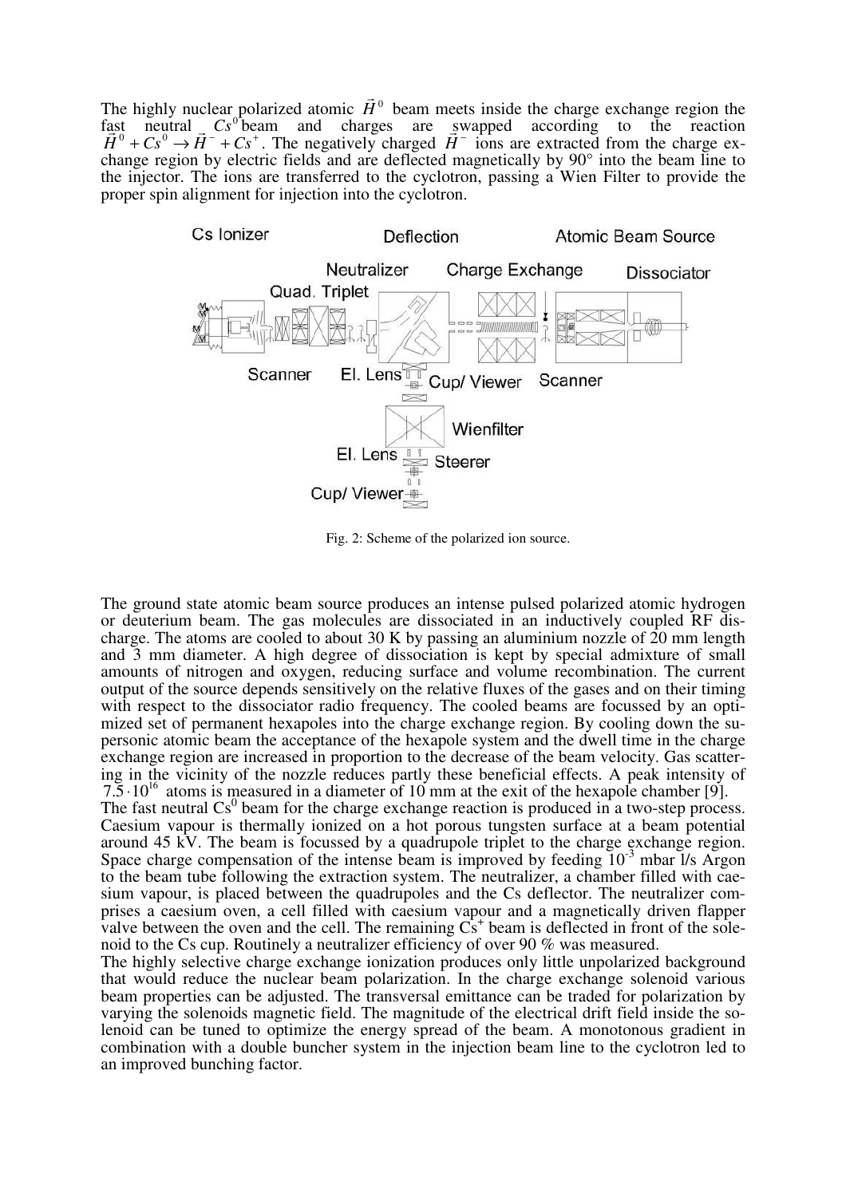The highly nuclear polarized atomic $\vec{H}^0$ beam meets inside the charge exchange region the fast neutral $Cs^0$ beam and charges are swapped according to the reaction $\vec{H}^0 + Cs^0 \rightarrow \vec{H}^- + Cs^+$. The negatively charged $\vec{H}^-$ ions are extracted from the charge exchange region by electric fields and are deflected magnetically by 90° into the beam line to the injector. The ions are transferred to the cyclotron, passing a Wien Filter to provide the proper spin alignment for injection into the cyclotron.

Fig. 2: Scheme of the polarized ion source.

The ground state atomic beam source produces an intense pulsed polarized atomic hydrogen or deuterium beam. The gas molecules are dissociated in an inductively coupled RF discharge. The atoms are cooled to about 30 K by passing an aluminium nozzle of 20 mm length and 3 mm diameter. A high degree of dissociation is kept by special admixture of small amounts of nitrogen and oxygen, reducing surface and volume recombination. The current output of the source depends sensitively on the relative fluxes of the gases and on their timing with respect to the dissociator radio frequency. The cooled beams are focussed by an optimized set of permanent hexapoles into the charge exchange region. By cooling down the supersonic atomic beam the acceptance of the hexapole system and the dwell time in the charge exchange region are increased in proportion to the decrease of the beam velocity. Gas scattering in the vicinity of the nozzle reduces partly these beneficial effects. A peak intensity of $7.5 \cdot 10^{16}$ atoms is measured in a diameter of 10 mm at the exit of the hexapole chamber [9].

The fast neutral $Cs^0$ beam for the charge exchange reaction is produced in a two-step process. Caesium vapour is thermally ionized on a hot porous tungsten surface at a beam potential around 45 kV. The beam is focussed by a quadrupole triplet to the charge exchange region. Space charge compensation of the intense beam is improved by feeding $10^{-3}$ mbar l/s Argon to the beam tube following the extraction system. The neutralizer, a chamber filled with caesium vapour, is placed between the quadrupoles and the Cs deflector. The neutralizer comprises a caesium oven, a cell filled with caesium vapour and a magnetically driven flapper valve between the oven and the cell. The remaining $Cs^+$ beam is deflected in front of the solenoid to the Cs cup. Routinely a neutralizer efficiency of over 90 % was measured.

The highly selective charge exchange ionization produces only little unpolarized background that would reduce the nuclear beam polarization. In the charge exchange solenoid various beam properties can be adjusted. The transversal emittance can be traded for polarization by varying the solenoids magnetic field. The magnitude of the electrical drift field inside the solenoid can be tuned to optimize the energy spread of the beam. A monotonous gradient in combination with a double buncher system in the injection beam line to the cyclotron led to an improved bunching factor.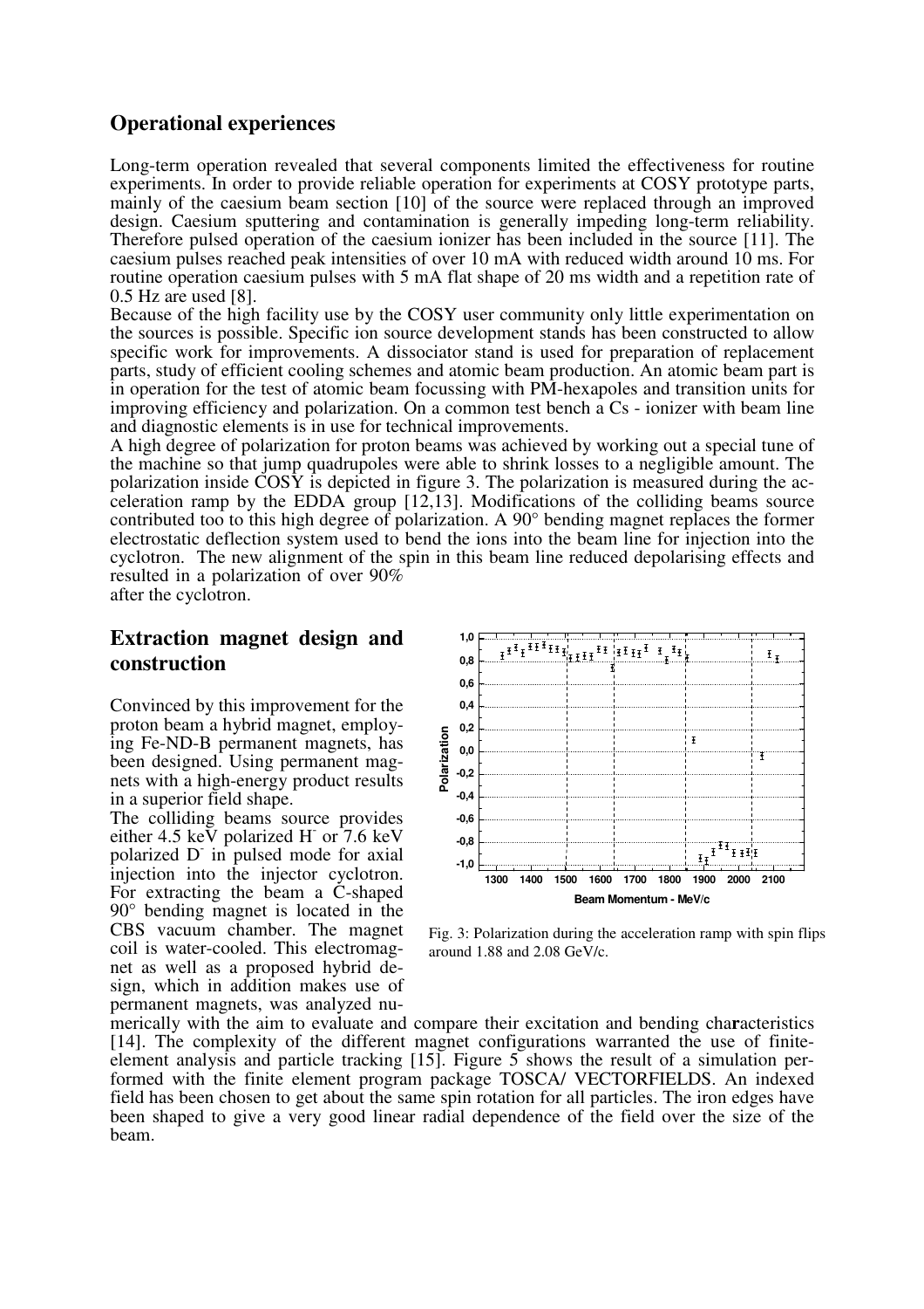## Operational experiences

Long-term operation revealed that several components limited the effectiveness for routine experiments. In order to provide reliable operation for experiments at COSY prototype parts, mainly of the caesium beam section [10] of the source were replaced through an improved design. Caesium sputtering and contamination is generally impeding long-term reliability. Therefore pulsed operation of the caesium ionizer has been included in the source [11]. The caesium pulses reached peak intensities of over 10 mA with reduced width around 10 ms. For routine operation caesium pulses with 5 mA flat shape of 20 ms width and a repetition rate of 0.5 Hz are used [8].

Because of the high facility use by the COSY user community only little experimentation on the sources is possible. Specific ion source development stands has been constructed to allow specific work for improvements. A dissociator stand is used for preparation of replacement parts, study of efficient cooling schemes and atomic beam production. An atomic beam part is in operation for the test of atomic beam focussing with PM-hexapoles and transition units for improving efficiency and polarization. On a common test bench a Cs - ionizer with beam line and diagnostic elements is in use for technical improvements.

A high degree of polarization for proton beams was achieved by working out a special tune of the machine so that jump quadrupoles were able to shrink losses to a negligible amount. The polarization inside COSY is depicted in figure 3. The polarization is measured during the acceleration ramp by the EDDA group [12,13]. Modifications of the colliding beams source contributed too to this high degree of polarization. A 90° bending magnet replaces the former electrostatic deflection system used to bend the ions into the beam line for injection into the cyclotron. The new alignment of the spin in this beam line reduced depolarising effects and resulted in a polarization of over 90% after the cyclotron.

## Extraction magnet design and construction

Fig. 3: Polarization during the acceleration ramp with spin flips around 1.88 and 2.08 GeV/c.

Convinced by this improvement for the proton beam a hybrid magnet, employing Fe-ND-B permanent magnets, has been designed. Using permanent magnets with a high-energy product results in a superior field shape.

The colliding beams source provides either 4.5 keV polarized $H^-$ or 7.6 keV polarized $D^-$ in pulsed mode for axial injection into the injector cyclotron. For extracting the beam a C-shaped 90° bending magnet is located in the CBS vacuum chamber. The magnet coil is water-cooled. This electromagnet as well as a proposed hybrid design, which in addition makes use of permanent magnets, was analyzed numerically with the aim to evaluate and compare their excitation and bending characteristics [14]. The complexity of the different magnet configurations warranted the use of finite-element analysis and particle tracking [15]. Figure 5 shows the result of a simulation performed with the finite element program package TOSCA/ VECTORFIELDS. An indexed field has been chosen to get about the same spin rotation for all particles. The iron edges have been shaped to give a very good linear radial dependence of the field over the size of the beam.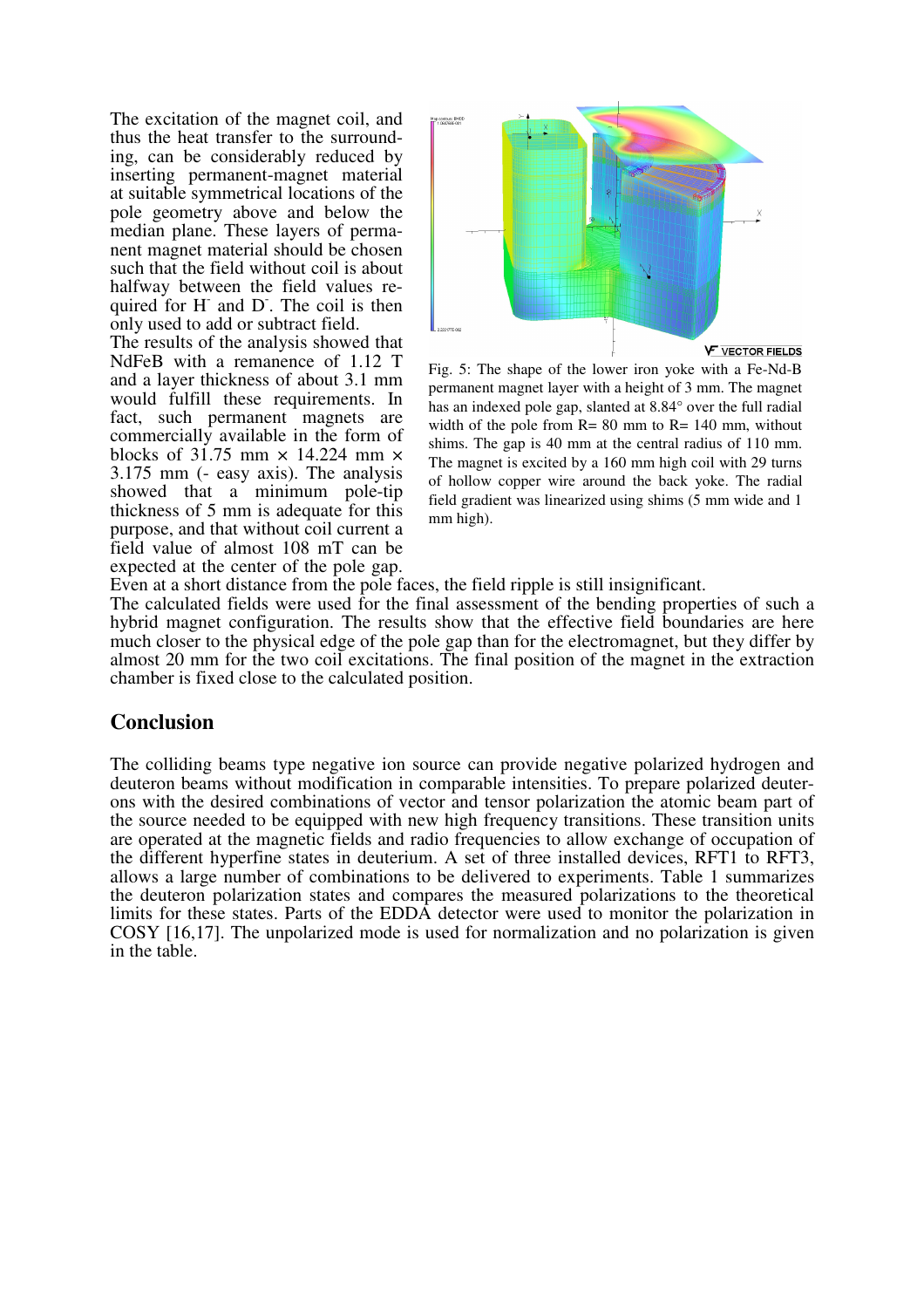The excitation of the magnet coil, and thus the heat transfer to the surrounding, can be considerably reduced by inserting permanent-magnet material at suitable symmetrical locations of the pole geometry above and below the median plane. These layers of permanent magnet material should be chosen such that the field without coil is about halfway between the field values required for $H^-$ and $D^-$. The coil is then only used to add or subtract field.

The results of the analysis showed that NdFeB with a remanence of 1.12 T and a layer thickness of about 3.1 mm would fulfill these requirements. In fact, such permanent magnets are commercially available in the form of blocks of 31.75 mm × 14.224 mm × 3.175 mm (- easy axis). The analysis showed that a minimum pole-tip thickness of 5 mm is adequate for this purpose, and that without coil current a field value of almost 108 mT can be expected at the center of the pole gap.

Fig. 5: The shape of the lower iron yoke with a Fe-Nd-B permanent magnet layer with a height of 3 mm. The magnet has an indexed pole gap, slanted at 8.84° over the full radial width of the pole from R= 80 mm to R= 140 mm, without shims. The gap is 40 mm at the central radius of 110 mm. The magnet is excited by a 160 mm high coil with 29 turns of hollow copper wire around the back yoke. The radial field gradient was linearized using shims (5 mm wide and 1 mm high).

Even at a short distance from the pole faces, the field ripple is still insignificant.

The calculated fields were used for the final assessment of the bending properties of such a hybrid magnet configuration. The results show that the effective field boundaries are here much closer to the physical edge of the pole gap than for the electromagnet, but they differ by almost 20 mm for the two coil excitations. The final position of the magnet in the extraction chamber is fixed close to the calculated position.

## Conclusion

The colliding beams type negative ion source can provide negative polarized hydrogen and deuteron beams without modification in comparable intensities. To prepare polarized deuterons with the desired combinations of vector and tensor polarization the atomic beam part of the source needed to be equipped with new high frequency transitions. These transition units are operated at the magnetic fields and radio frequencies to allow exchange of occupation of the different hyperfine states in deuterium. A set of three installed devices, RFT1 to RFT3, allows a large number of combinations to be delivered to experiments. Table 1 summarizes the deuteron polarization states and compares the measured polarizations to the theoretical limits for these states. Parts of the EDDA detector were used to monitor the polarization in COSY [16,17]. The unpolarized mode is used for normalization and no polarization is given in the table.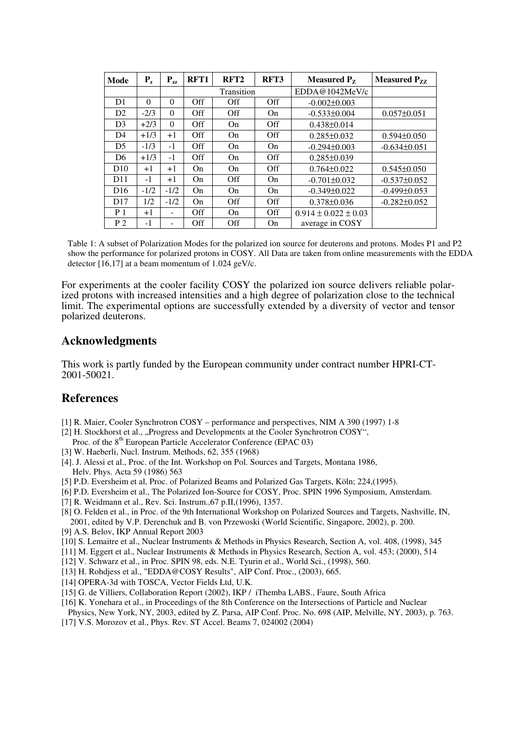| Mode | $P_z$ | $P_{zz}$ | RFT1 | RFT2 | RFT3 | Measured $P_Z$ | Measured $P_{ZZ}$ |
|---|---|---|---|---|---|---|---|
| | | | | Transition | | EDDA@1042MeV/c | |
| D1 | 0 | 0 | Off | Off | Off | -0.002±0.003 | |
| D2 | -2/3 | 0 | Off | Off | On | -0.533±0.004 | 0.057±0.051 |
| D3 | +2/3 | 0 | Off | On | Off | 0.438±0.014 | |
| D4 | +1/3 | +1 | Off | On | Off | 0.285±0.032 | 0.594±0.050 |
| D5 | -1/3 | -1 | Off | On | On | -0.294±0.003 | -0.634±0.051 |
| D6 | +1/3 | -1 | Off | On | Off | 0.285±0.039 | |
| D10 | +1 | +1 | On | On | Off | 0.764±0.022 | 0.545±0.050 |
| D11 | -1 | +1 | On | Off | On | -0.701±0.032 | -0.537±0.052 |
| D16 | -1/2 | -1/2 | On | On | On | -0.349±0.022 | -0.499±0.053 |
| D17 | 1/2 | -1/2 | On | Off | Off | 0.378±0.036 | -0.282±0.052 |
| P 1 | +1 | - | Off | On | Off | 0.914 ± 0.022 ± 0.03 | |
| P 2 | -1 | - | Off | Off | On | average in COSY | |

Table 1: A subset of Polarization Modes for the polarized ion source for deuterons and protons. Modes P1 and P2 show the performance for polarized protons in COSY. All Data are taken from online measurements with the EDDA detector [16,17] at a beam momentum of 1.024 geV/c.

For experiments at the cooler facility COSY the polarized ion source delivers reliable polarized protons with increased intensities and a high degree of polarization close to the technical limit. The experimental options are successfully extended by a diversity of vector and tensor polarized deuterons.

## Acknowledgments

This work is partly funded by the European community under contract number HPRI-CT-2001-50021.

## References

[1] R. Maier, Cooler Synchrotron COSY – performance and perspectives, NIM A 390 (1997) 1-8

[2] H. Stockhorst et al., „Progress and Developments at the Cooler Synchrotron COSY", Proc. of the 8th European Particle Accelerator Conference (EPAC 03)

[3] W. Haeberli, Nucl. Instrum. Methods, 62, 355 (1968)

[4]. J. Alessi et al., Proc. of the Int. Workshop on Pol. Sources and Targets, Montana 1986, Helv. Phys. Acta 59 (1986) 563

[5] P.D. Eversheim et al, Proc. of Polarized Beams and Polarized Gas Targets, Köln; 224,(1995).

[6] P.D. Eversheim et al., The Polarized Ion-Source for COSY, Proc. SPIN 1996 Symposium, Amsterdam.

[7] R. Weidmann et al., Rev. Sci. Instrum.,67 p.II,(1996), 1357.

[8] O. Felden et al., in Proc. of the 9th International Workshop on Polarized Sources and Targets, Nashville, IN, 2001, edited by V.P. Derenchuk and B. von Przewoski (World Scientific, Singapore, 2002), p. 200.

[9] A.S. Belov, IKP Annual Report 2003

[10] S. Lemaitre et al., Nuclear Instruments & Methods in Physics Research, Section A, vol. 408, (1998), 345

[11] M. Eggert et al., Nuclear Instruments & Methods in Physics Research, Section A, vol. 453; (2000), 514

[12] V. Schwarz et al., in Proc. SPIN 98, eds. N.E. Tyurin et al., World Sci., (1998), 560.

[13] H. Rohdjess et al., "EDDA@COSY Results", AIP Conf. Proc., (2003), 665.

[14] OPERA-3d with TOSCA, Vector Fields Ltd, U.K.

[15] G. de Villiers, Collaboration Report (2002), IKP / iThemba LABS., Faure, South Africa

[16] K. Yonehara et al., in Proceedings of the 8th Conference on the Intersections of Particle and Nuclear Physics, New York, NY, 2003, edited by Z. Parsa, AIP Conf. Proc. No. 698 (AIP, Melville, NY, 2003), p. 763.

[17] V.S. Morozov et al., Phys. Rev. ST Accel. Beams 7, 024002 (2004)